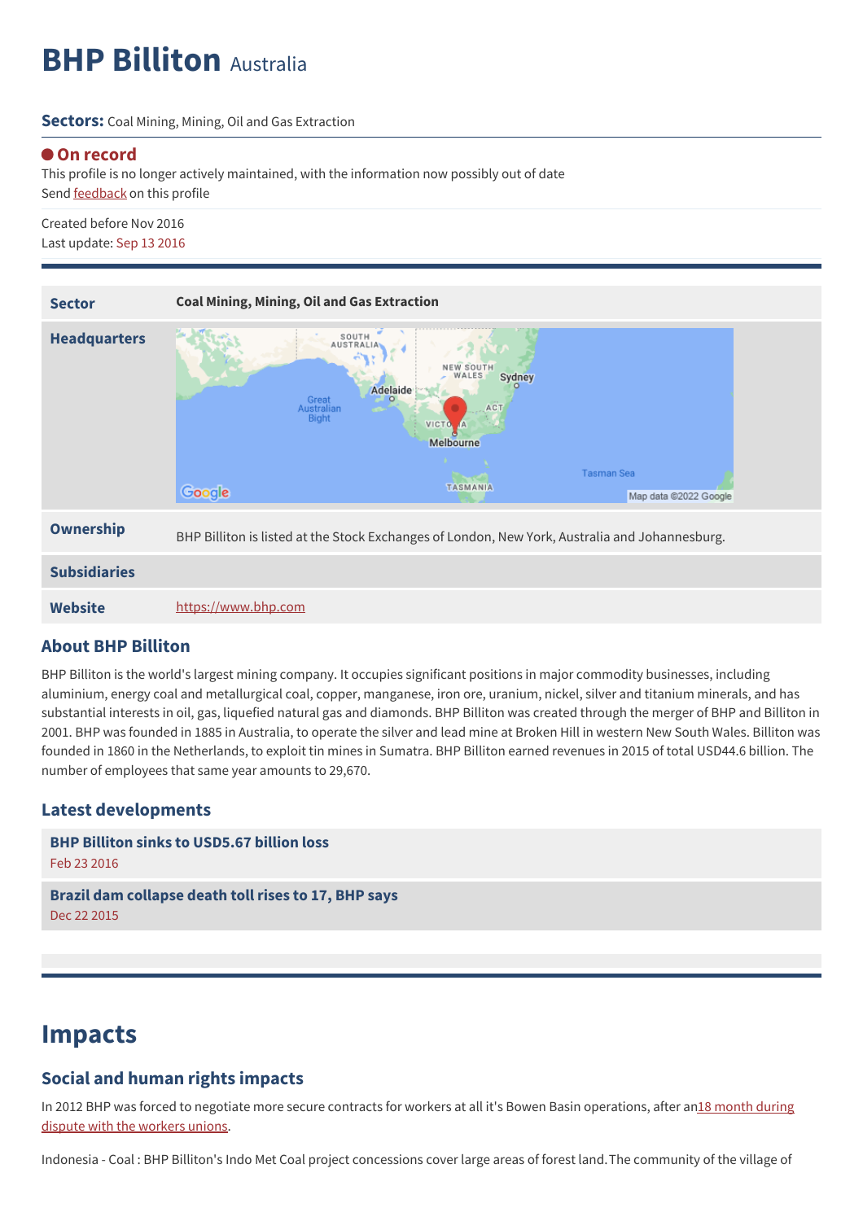# BHP Billiton Australia

**Sectors:** Coal Mining, Mining, Oil and Gas Extraction

**On record**

This profile is no longer actively maintained, with the information now possibly out of date

Send feedback on this profile

Created before Nov 2016

Last update: Sep 13 2016

| | |
|---|---|
| **Sector** | **Coal Mining, Mining, Oil and Gas Extraction** |
| **Headquarters** | |
| **Ownership** | BHP Billiton is listed at the Stock Exchanges of London, New York, Australia and Johannesburg. |
| **Subsidiaries** | |
| **Website** | https://www.bhp.com |

## About BHP Billiton

BHP Billiton is the world's largest mining company. It occupies significant positions in major commodity businesses, including aluminium, energy coal and metallurgical coal, copper, manganese, iron ore, uranium, nickel, silver and titanium minerals, and has substantial interests in oil, gas, liquefied natural gas and diamonds. BHP Billiton was created through the merger of BHP and Billiton in 2001. BHP was founded in 1885 in Australia, to operate the silver and lead mine at Broken Hill in western New South Wales. Billiton was founded in 1860 in the Netherlands, to exploit tin mines in Sumatra. BHP Billiton earned revenues in 2015 of total USD44.6 billion. The number of employees that same year amounts to 29,670.

## Latest developments

**BHP Billiton sinks to USD5.67 billion loss**
Feb 23 2016

**Brazil dam collapse death toll rises to 17, BHP says**
Dec 22 2015

# Impacts

## Social and human rights impacts

In 2012 BHP was forced to negotiate more secure contracts for workers at all it's Bowen Basin operations, after an18 month during dispute with the workers unions.

Indonesia - Coal : BHP Billiton's Indo Met Coal project concessions cover large areas of forest land. The community of the village of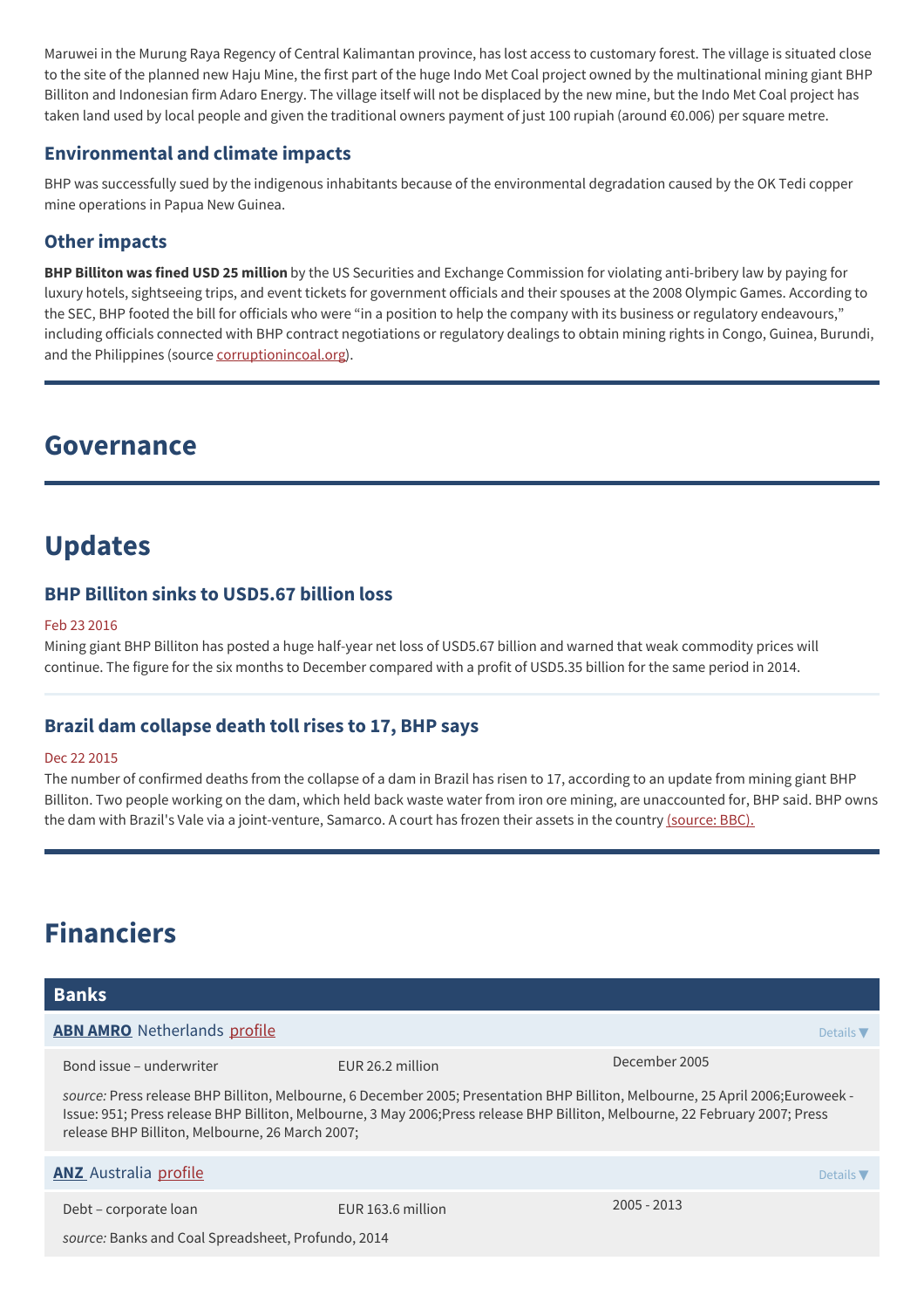Maruwei in the Murung Raya Regency of Central Kalimantan province, has lost access to customary forest. The village is situated close to the site of the planned new Haju Mine, the first part of the huge Indo Met Coal project owned by the multinational mining giant BHP Billiton and Indonesian firm Adaro Energy. The village itself will not be displaced by the new mine, but the Indo Met Coal project has taken land used by local people and given the traditional owners payment of just 100 rupiah (around €0.006) per square metre.

### Environmental and climate impacts

BHP was successfully sued by the indigenous inhabitants because of the environmental degradation caused by the OK Tedi copper mine operations in Papua New Guinea.

### Other impacts

**BHP Billiton was fined USD 25 million** by the US Securities and Exchange Commission for violating anti-bribery law by paying for luxury hotels, sightseeing trips, and event tickets for government officials and their spouses at the 2008 Olympic Games. According to the SEC, BHP footed the bill for officials who were "in a position to help the company with its business or regulatory endeavours," including officials connected with BHP contract negotiations or regulatory dealings to obtain mining rights in Congo, Guinea, Burundi, and the Philippines (source corruptionincoal.org).

## Governance

## Updates

### BHP Billiton sinks to USD5.67 billion loss

Feb 23 2016

Mining giant BHP Billiton has posted a huge half-year net loss of USD5.67 billion and warned that weak commodity prices will continue. The figure for the six months to December compared with a profit of USD5.35 billion for the same period in 2014.

### Brazil dam collapse death toll rises to 17, BHP says

Dec 22 2015

The number of confirmed deaths from the collapse of a dam in Brazil has risen to 17, according to an update from mining giant BHP Billiton. Two people working on the dam, which held back waste water from iron ore mining, are unaccounted for, BHP said. BHP owns the dam with Brazil's Vale via a joint-venture, Samarco. A court has frozen their assets in the country (source: BBC).

## Financiers

### Banks

**ABN AMRO** Netherlands profile

| Bond issue – underwriter | EUR 26.2 million | December 2005 |
|---|---|---|

*source:* Press release BHP Billiton, Melbourne, 6 December 2005; Presentation BHP Billiton, Melbourne, 25 April 2006;Euroweek - Issue: 951; Press release BHP Billiton, Melbourne, 3 May 2006;Press release BHP Billiton, Melbourne, 22 February 2007; Press release BHP Billiton, Melbourne, 26 March 2007;

**ANZ** Australia profile

| Debt – corporate loan | EUR 163.6 million | 2005 - 2013 |
|---|---|---|

*source:* Banks and Coal Spreadsheet, Profundo, 2014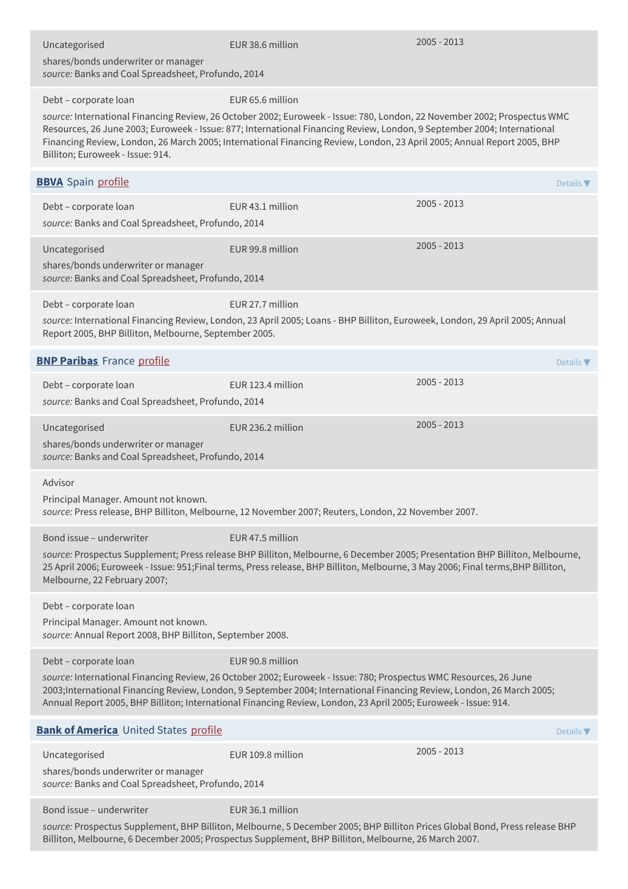Uncategorised | EUR 38.6 million | 2005 - 2013

shares/bonds underwriter or manager
*source:* Banks and Coal Spreadsheet, Profundo, 2014

Debt – corporate loan | EUR 65.6 million

*source:* International Financing Review, 26 October 2002; Euroweek - Issue: 780, London, 22 November 2002; Prospectus WMC Resources, 26 June 2003; Euroweek - Issue: 877; International Financing Review, London, 9 September 2004; International Financing Review, London, 26 March 2005; International Financing Review, London, 23 April 2005; Annual Report 2005, BHP Billiton; Euroweek - Issue: 914.

## **BBVA** Spain profile

Details ▼

Debt – corporate loan | EUR 43.1 million | 2005 - 2013

*source:* Banks and Coal Spreadsheet, Profundo, 2014

Uncategorised | EUR 99.8 million | 2005 - 2013

shares/bonds underwriter or manager
*source:* Banks and Coal Spreadsheet, Profundo, 2014

Debt – corporate loan | EUR 27.7 million

*source:* International Financing Review, London, 23 April 2005; Loans - BHP Billiton, Euroweek, London, 29 April 2005; Annual Report 2005, BHP Billiton, Melbourne, September 2005.

## **BNP Paribas** France profile

Details ▼

Debt – corporate loan | EUR 123.4 million | 2005 - 2013

*source:* Banks and Coal Spreadsheet, Profundo, 2014

Uncategorised | EUR 236.2 million | 2005 - 2013

shares/bonds underwriter or manager
*source:* Banks and Coal Spreadsheet, Profundo, 2014

Advisor

Principal Manager. Amount not known.
*source:* Press release, BHP Billiton, Melbourne, 12 November 2007; Reuters, London, 22 November 2007.

Bond issue – underwriter | EUR 47.5 million

*source:* Prospectus Supplement; Press release BHP Billiton, Melbourne, 6 December 2005; Presentation BHP Billiton, Melbourne, 25 April 2006; Euroweek - Issue: 951;Final terms, Press release, BHP Billiton, Melbourne, 3 May 2006; Final terms,BHP Billiton, Melbourne, 22 February 2007;

Debt – corporate loan

Principal Manager. Amount not known.
*source:* Annual Report 2008, BHP Billiton, September 2008.

Debt – corporate loan | EUR 90.8 million

*source:* International Financing Review, 26 October 2002; Euroweek - Issue: 780; Prospectus WMC Resources, 26 June 2003;International Financing Review, London, 9 September 2004; International Financing Review, London, 26 March 2005; Annual Report 2005, BHP Billiton; International Financing Review, London, 23 April 2005; Euroweek - Issue: 914.

## **Bank of America** United States profile

Details ▼

Uncategorised | EUR 109.8 million | 2005 - 2013

shares/bonds underwriter or manager
*source:* Banks and Coal Spreadsheet, Profundo, 2014

Bond issue – underwriter | EUR 36.1 million

*source:* Prospectus Supplement, BHP Billiton, Melbourne, 5 December 2005; BHP Billiton Prices Global Bond, Press release BHP Billiton, Melbourne, 6 December 2005; Prospectus Supplement, BHP Billiton, Melbourne, 26 March 2007.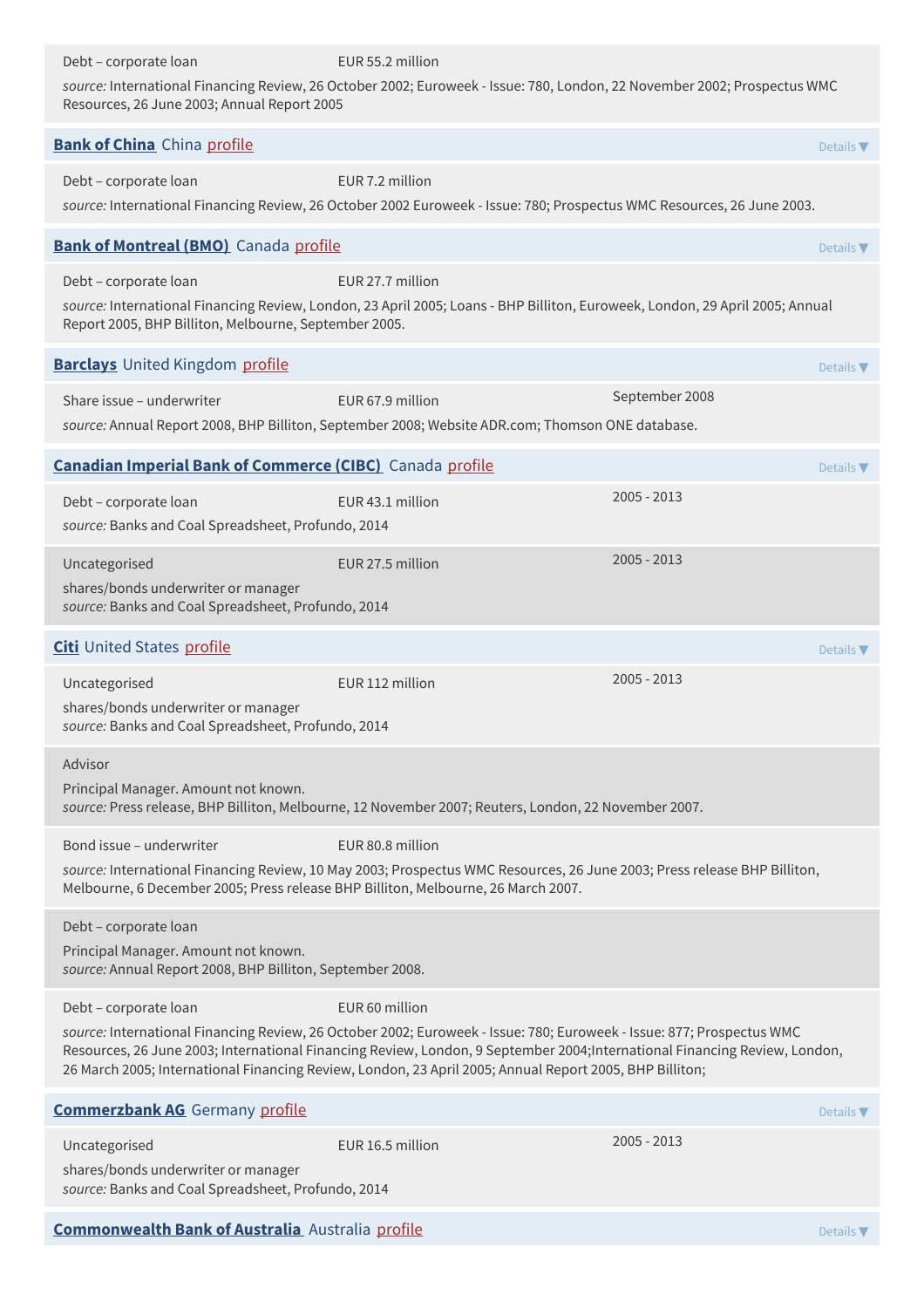Debt – corporate loan — EUR 55.2 million

*source:* International Financing Review, 26 October 2002; Euroweek - Issue: 780, London, 22 November 2002; Prospectus WMC Resources, 26 June 2003; Annual Report 2005

## **Bank of China** China profile

Details ▼

Debt – corporate loan — EUR 7.2 million

*source:* International Financing Review, 26 October 2002 Euroweek - Issue: 780; Prospectus WMC Resources, 26 June 2003.

## **Bank of Montreal (BMO)** Canada profile

Details ▼

Debt – corporate loan — EUR 27.7 million

*source:* International Financing Review, London, 23 April 2005; Loans - BHP Billiton, Euroweek, London, 29 April 2005; Annual Report 2005, BHP Billiton, Melbourne, September 2005.

## **Barclays** United Kingdom profile

Details ▼

Share issue – underwriter — EUR 67.9 million — September 2008

*source:* Annual Report 2008, BHP Billiton, September 2008; Website ADR.com; Thomson ONE database.

## **Canadian Imperial Bank of Commerce (CIBC)** Canada profile

Details ▼

Debt – corporate loan — EUR 43.1 million — 2005 - 2013

*source:* Banks and Coal Spreadsheet, Profundo, 2014

Uncategorised — EUR 27.5 million — 2005 - 2013

shares/bonds underwriter or manager

*source:* Banks and Coal Spreadsheet, Profundo, 2014

## **Citi** United States profile

Details ▼

Uncategorised — EUR 112 million — 2005 - 2013

shares/bonds underwriter or manager

*source:* Banks and Coal Spreadsheet, Profundo, 2014

Advisor

Principal Manager. Amount not known.

*source:* Press release, BHP Billiton, Melbourne, 12 November 2007; Reuters, London, 22 November 2007.

Bond issue – underwriter — EUR 80.8 million

*source:* International Financing Review, 10 May 2003; Prospectus WMC Resources, 26 June 2003; Press release BHP Billiton, Melbourne, 6 December 2005; Press release BHP Billiton, Melbourne, 26 March 2007.

Debt – corporate loan

Principal Manager. Amount not known.

*source:* Annual Report 2008, BHP Billiton, September 2008.

Debt – corporate loan — EUR 60 million

*source:* International Financing Review, 26 October 2002; Euroweek - Issue: 780; Euroweek - Issue: 877; Prospectus WMC Resources, 26 June 2003; International Financing Review, London, 9 September 2004;International Financing Review, London, 26 March 2005; International Financing Review, London, 23 April 2005; Annual Report 2005, BHP Billiton;

## **Commerzbank AG** Germany profile

Details ▼

Uncategorised — EUR 16.5 million — 2005 - 2013

shares/bonds underwriter or manager

*source:* Banks and Coal Spreadsheet, Profundo, 2014

## **Commonwealth Bank of Australia** Australia profile

Details ▼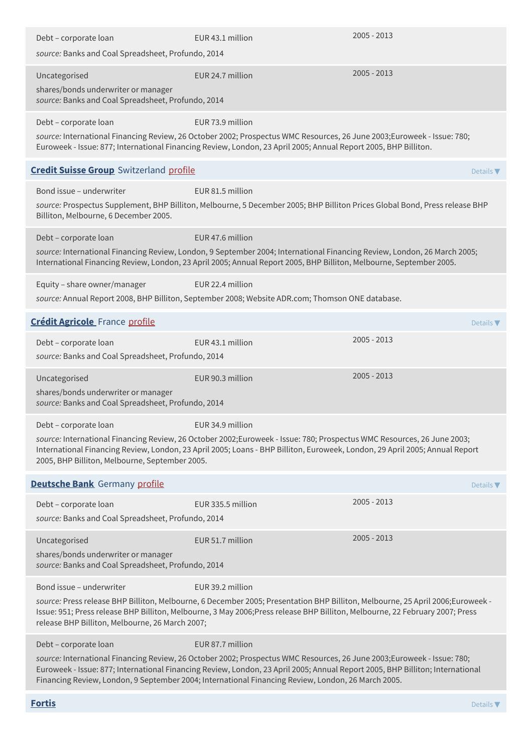| | | |
|---|---|---|
| Debt – corporate loan | EUR 43.1 million | 2005 - 2013 |

*source:* Banks and Coal Spreadsheet, Profundo, 2014

| | | |
|---|---|---|
| Uncategorised<br>shares/bonds underwriter or manager | EUR 24.7 million | 2005 - 2013 |

*source:* Banks and Coal Spreadsheet, Profundo, 2014

| | |
|---|---|
| Debt – corporate loan | EUR 73.9 million |

*source:* International Financing Review, 26 October 2002; Prospectus WMC Resources, 26 June 2003;Euroweek - Issue: 780; Euroweek - Issue: 877; International Financing Review, London, 23 April 2005; Annual Report 2005, BHP Billiton.

## **Credit Suisse Group** Switzerland profile

Details ▼

| | |
|---|---|
| Bond issue – underwriter | EUR 81.5 million |

*source:* Prospectus Supplement, BHP Billiton, Melbourne, 5 December 2005; BHP Billiton Prices Global Bond, Press release BHP Billiton, Melbourne, 6 December 2005.

| | |
|---|---|
| Debt – corporate loan | EUR 47.6 million |

*source:* International Financing Review, London, 9 September 2004; International Financing Review, London, 26 March 2005; International Financing Review, London, 23 April 2005; Annual Report 2005, BHP Billiton, Melbourne, September 2005.

| | |
|---|---|
| Equity – share owner/manager | EUR 22.4 million |

*source:* Annual Report 2008, BHP Billiton, September 2008; Website ADR.com; Thomson ONE database.

## **Crédit Agricole** France profile

Details ▼

| | | |
|---|---|---|
| Debt – corporate loan | EUR 43.1 million | 2005 - 2013 |

*source:* Banks and Coal Spreadsheet, Profundo, 2014

| | | |
|---|---|---|
| Uncategorised<br>shares/bonds underwriter or manager | EUR 90.3 million | 2005 - 2013 |

*source:* Banks and Coal Spreadsheet, Profundo, 2014

| | |
|---|---|
| Debt – corporate loan | EUR 34.9 million |

*source:* International Financing Review, 26 October 2002;Euroweek - Issue: 780; Prospectus WMC Resources, 26 June 2003; International Financing Review, London, 23 April 2005; Loans - BHP Billiton, Euroweek, London, 29 April 2005; Annual Report 2005, BHP Billiton, Melbourne, September 2005.

## **Deutsche Bank** Germany profile

Details ▼

| | | |
|---|---|---|
| Debt – corporate loan | EUR 335.5 million | 2005 - 2013 |

*source:* Banks and Coal Spreadsheet, Profundo, 2014

| | | |
|---|---|---|
| Uncategorised<br>shares/bonds underwriter or manager | EUR 51.7 million | 2005 - 2013 |

*source:* Banks and Coal Spreadsheet, Profundo, 2014

| | |
|---|---|
| Bond issue – underwriter | EUR 39.2 million |

*source:* Press release BHP Billiton, Melbourne, 6 December 2005; Presentation BHP Billiton, Melbourne, 25 April 2006;Euroweek - Issue: 951; Press release BHP Billiton, Melbourne, 3 May 2006;Press release BHP Billiton, Melbourne, 22 February 2007; Press release BHP Billiton, Melbourne, 26 March 2007;

| | |
|---|---|
| Debt – corporate loan | EUR 87.7 million |

*source:* International Financing Review, 26 October 2002; Prospectus WMC Resources, 26 June 2003;Euroweek - Issue: 780; Euroweek - Issue: 877; International Financing Review, London, 23 April 2005; Annual Report 2005, BHP Billiton; International Financing Review, London, 9 September 2004; International Financing Review, London, 26 March 2005.

## **Fortis**

Details ▼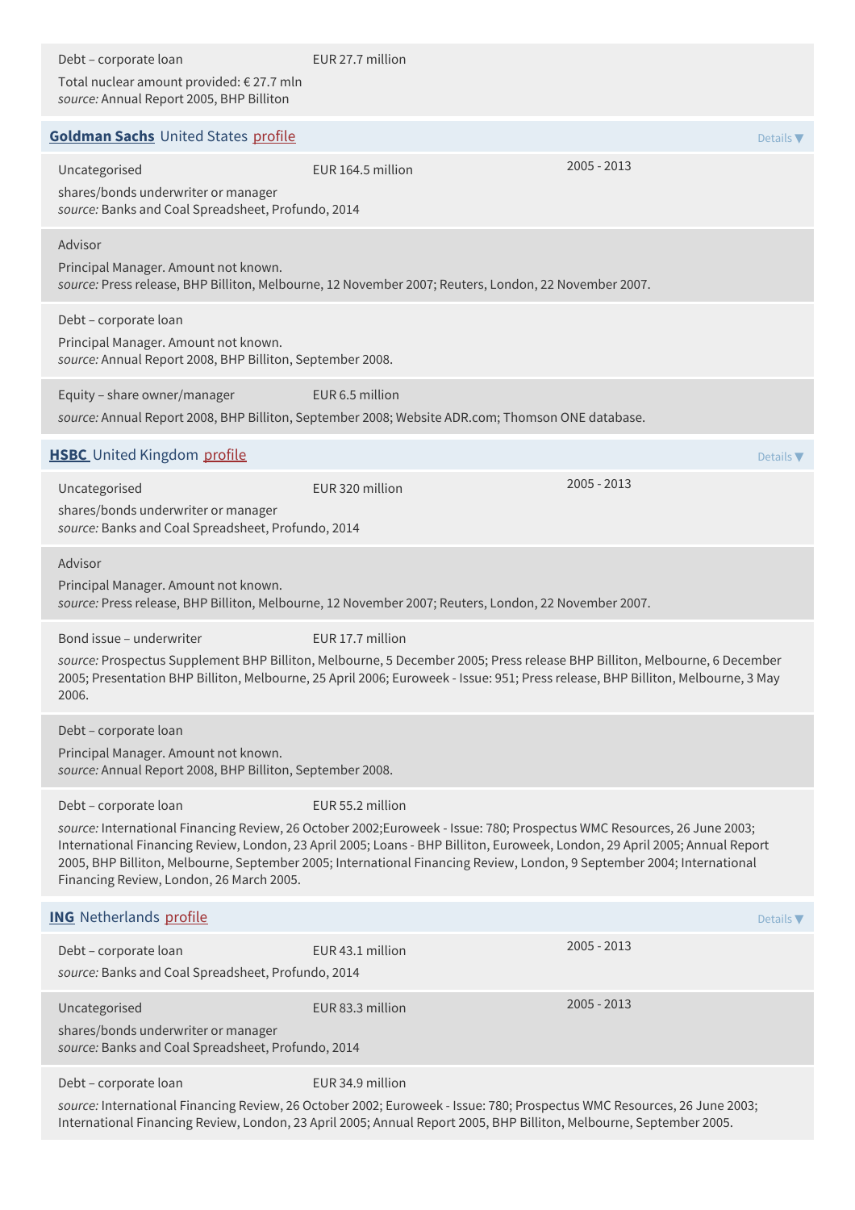Debt – corporate loan EUR 27.7 million

Total nuclear amount provided: € 27.7 mln
*source:* Annual Report 2005, BHP Billiton

## **Goldman Sachs** United States profile

Details ▼

Uncategorised EUR 164.5 million 2005 - 2013

shares/bonds underwriter or manager
*source:* Banks and Coal Spreadsheet, Profundo, 2014

Advisor

Principal Manager. Amount not known.
*source:* Press release, BHP Billiton, Melbourne, 12 November 2007; Reuters, London, 22 November 2007.

Debt – corporate loan

Principal Manager. Amount not known.
*source:* Annual Report 2008, BHP Billiton, September 2008.

Equity – share owner/manager EUR 6.5 million

*source:* Annual Report 2008, BHP Billiton, September 2008; Website ADR.com; Thomson ONE database.

## **HSBC** United Kingdom profile

Details ▼

Uncategorised EUR 320 million 2005 - 2013

shares/bonds underwriter or manager
*source:* Banks and Coal Spreadsheet, Profundo, 2014

Advisor

Principal Manager. Amount not known.
*source:* Press release, BHP Billiton, Melbourne, 12 November 2007; Reuters, London, 22 November 2007.

Bond issue – underwriter EUR 17.7 million

*source:* Prospectus Supplement BHP Billiton, Melbourne, 5 December 2005; Press release BHP Billiton, Melbourne, 6 December 2005; Presentation BHP Billiton, Melbourne, 25 April 2006; Euroweek - Issue: 951; Press release, BHP Billiton, Melbourne, 3 May 2006.

Debt – corporate loan

Principal Manager. Amount not known.
*source:* Annual Report 2008, BHP Billiton, September 2008.

Debt – corporate loan EUR 55.2 million

*source:* International Financing Review, 26 October 2002;Euroweek - Issue: 780; Prospectus WMC Resources, 26 June 2003; International Financing Review, London, 23 April 2005; Loans - BHP Billiton, Euroweek, London, 29 April 2005; Annual Report 2005, BHP Billiton, Melbourne, September 2005; International Financing Review, London, 9 September 2004; International Financing Review, London, 26 March 2005.

## **ING** Netherlands profile

Details ▼

Debt – corporate loan EUR 43.1 million 2005 - 2013

*source:* Banks and Coal Spreadsheet, Profundo, 2014

Uncategorised EUR 83.3 million 2005 - 2013

shares/bonds underwriter or manager
*source:* Banks and Coal Spreadsheet, Profundo, 2014

Debt – corporate loan EUR 34.9 million

*source:* International Financing Review, 26 October 2002; Euroweek - Issue: 780; Prospectus WMC Resources, 26 June 2003; International Financing Review, London, 23 April 2005; Annual Report 2005, BHP Billiton, Melbourne, September 2005.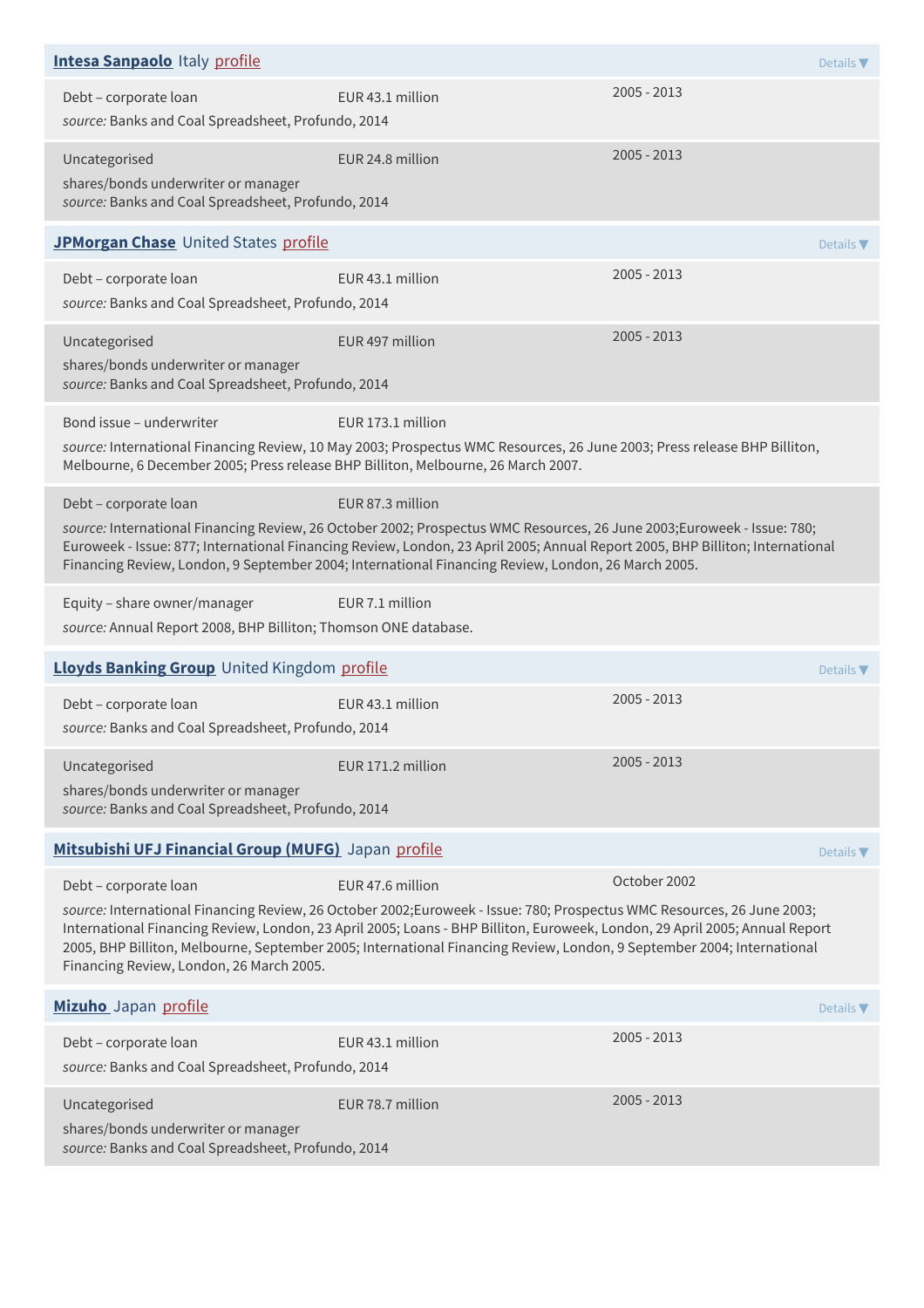**Intesa Sanpaolo** Italy profile

Details ▼

Debt – corporate loan EUR 43.1 million 2005 - 2013
*source:* Banks and Coal Spreadsheet, Profundo, 2014

Uncategorised EUR 24.8 million 2005 - 2013
shares/bonds underwriter or manager
*source:* Banks and Coal Spreadsheet, Profundo, 2014

**JPMorgan Chase** United States profile

Details ▼

Debt – corporate loan EUR 43.1 million 2005 - 2013
*source:* Banks and Coal Spreadsheet, Profundo, 2014

Uncategorised EUR 497 million 2005 - 2013
shares/bonds underwriter or manager
*source:* Banks and Coal Spreadsheet, Profundo, 2014

Bond issue – underwriter EUR 173.1 million
*source:* International Financing Review, 10 May 2003; Prospectus WMC Resources, 26 June 2003; Press release BHP Billiton, Melbourne, 6 December 2005; Press release BHP Billiton, Melbourne, 26 March 2007.

Debt – corporate loan EUR 87.3 million
*source:* International Financing Review, 26 October 2002; Prospectus WMC Resources, 26 June 2003;Euroweek - Issue: 780; Euroweek - Issue: 877; International Financing Review, London, 23 April 2005; Annual Report 2005, BHP Billiton; International Financing Review, London, 9 September 2004; International Financing Review, London, 26 March 2005.

Equity – share owner/manager EUR 7.1 million
*source:* Annual Report 2008, BHP Billiton; Thomson ONE database.

**Lloyds Banking Group** United Kingdom profile

Details ▼

Debt – corporate loan EUR 43.1 million 2005 - 2013
*source:* Banks and Coal Spreadsheet, Profundo, 2014

Uncategorised EUR 171.2 million 2005 - 2013
shares/bonds underwriter or manager
*source:* Banks and Coal Spreadsheet, Profundo, 2014

**Mitsubishi UFJ Financial Group (MUFG)** Japan profile

Details ▼

Debt – corporate loan EUR 47.6 million October 2002
*source:* International Financing Review, 26 October 2002;Euroweek - Issue: 780; Prospectus WMC Resources, 26 June 2003; International Financing Review, London, 23 April 2005; Loans - BHP Billiton, Euroweek, London, 29 April 2005; Annual Report 2005, BHP Billiton, Melbourne, September 2005; International Financing Review, London, 9 September 2004; International Financing Review, London, 26 March 2005.

**Mizuho** Japan profile

Details ▼

Debt – corporate loan EUR 43.1 million 2005 - 2013
*source:* Banks and Coal Spreadsheet, Profundo, 2014

Uncategorised EUR 78.7 million 2005 - 2013
shares/bonds underwriter or manager
*source:* Banks and Coal Spreadsheet, Profundo, 2014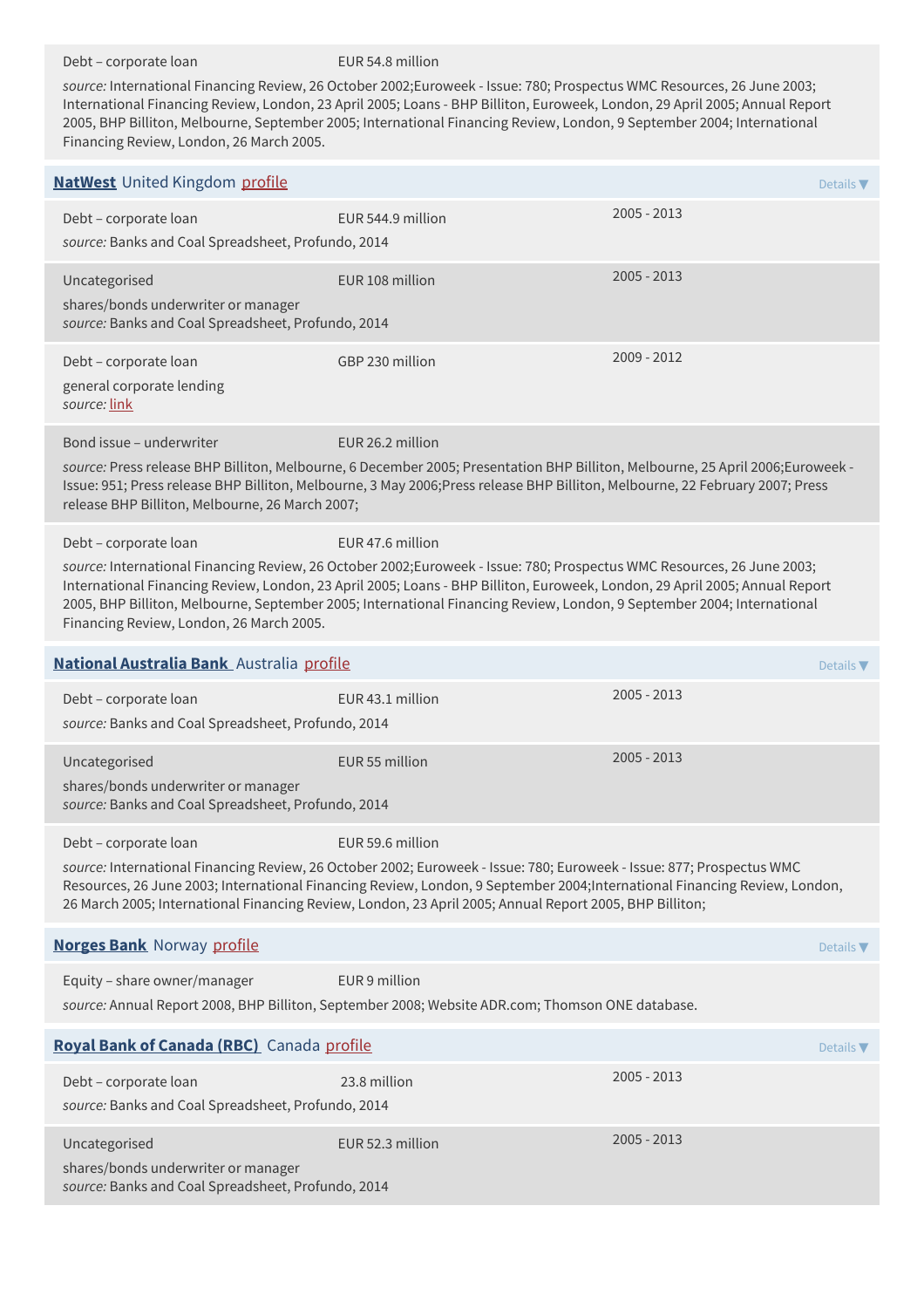Debt – corporate loan | EUR 54.8 million

*source:* International Financing Review, 26 October 2002;Euroweek - Issue: 780; Prospectus WMC Resources, 26 June 2003; International Financing Review, London, 23 April 2005; Loans - BHP Billiton, Euroweek, London, 29 April 2005; Annual Report 2005, BHP Billiton, Melbourne, September 2005; International Financing Review, London, 9 September 2004; International Financing Review, London, 26 March 2005.

## **NatWest** United Kingdom profile

Details ▼

Debt – corporate loan | EUR 544.9 million | 2005 - 2013

*source:* Banks and Coal Spreadsheet, Profundo, 2014

Uncategorised | EUR 108 million | 2005 - 2013

shares/bonds underwriter or manager

*source:* Banks and Coal Spreadsheet, Profundo, 2014

Debt – corporate loan | GBP 230 million | 2009 - 2012

general corporate lending

*source:* link

Bond issue – underwriter | EUR 26.2 million

*source:* Press release BHP Billiton, Melbourne, 6 December 2005; Presentation BHP Billiton, Melbourne, 25 April 2006;Euroweek - Issue: 951; Press release BHP Billiton, Melbourne, 3 May 2006;Press release BHP Billiton, Melbourne, 22 February 2007; Press release BHP Billiton, Melbourne, 26 March 2007;

Debt – corporate loan | EUR 47.6 million

*source:* International Financing Review, 26 October 2002;Euroweek - Issue: 780; Prospectus WMC Resources, 26 June 2003; International Financing Review, London, 23 April 2005; Loans - BHP Billiton, Euroweek, London, 29 April 2005; Annual Report 2005, BHP Billiton, Melbourne, September 2005; International Financing Review, London, 9 September 2004; International Financing Review, London, 26 March 2005.

## **National Australia Bank** Australia profile

Details ▼

Debt – corporate loan | EUR 43.1 million | 2005 - 2013

*source:* Banks and Coal Spreadsheet, Profundo, 2014

Uncategorised | EUR 55 million | 2005 - 2013

shares/bonds underwriter or manager

*source:* Banks and Coal Spreadsheet, Profundo, 2014

Debt – corporate loan | EUR 59.6 million

*source:* International Financing Review, 26 October 2002; Euroweek - Issue: 780; Euroweek - Issue: 877; Prospectus WMC Resources, 26 June 2003; International Financing Review, London, 9 September 2004;International Financing Review, London, 26 March 2005; International Financing Review, London, 23 April 2005; Annual Report 2005, BHP Billiton;

## **Norges Bank** Norway profile

Details ▼

Equity – share owner/manager | EUR 9 million

*source:* Annual Report 2008, BHP Billiton, September 2008; Website ADR.com; Thomson ONE database.

## **Royal Bank of Canada (RBC)** Canada profile

Details ▼

Debt – corporate loan | 23.8 million | 2005 - 2013

*source:* Banks and Coal Spreadsheet, Profundo, 2014

Uncategorised | EUR 52.3 million | 2005 - 2013

shares/bonds underwriter or manager

*source:* Banks and Coal Spreadsheet, Profundo, 2014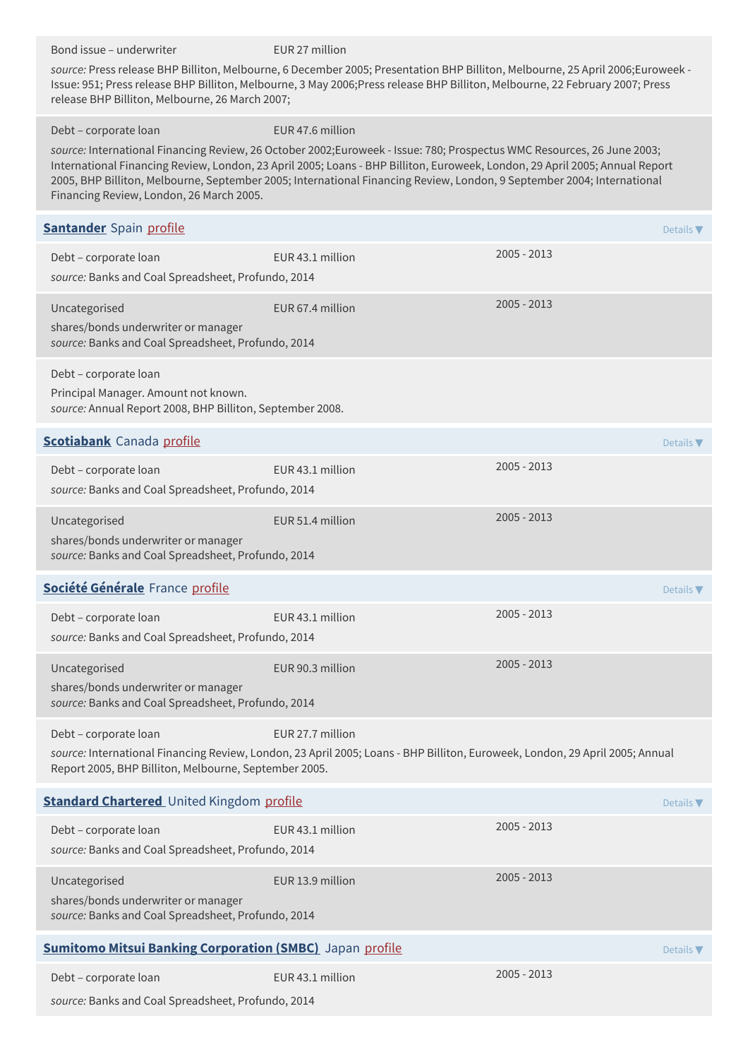Bond issue – underwriter EUR 27 million

*source:* Press release BHP Billiton, Melbourne, 6 December 2005; Presentation BHP Billiton, Melbourne, 25 April 2006;Euroweek - Issue: 951; Press release BHP Billiton, Melbourne, 3 May 2006;Press release BHP Billiton, Melbourne, 22 February 2007; Press release BHP Billiton, Melbourne, 26 March 2007;

Debt – corporate loan EUR 47.6 million

*source:* International Financing Review, 26 October 2002;Euroweek - Issue: 780; Prospectus WMC Resources, 26 June 2003; International Financing Review, London, 23 April 2005; Loans - BHP Billiton, Euroweek, London, 29 April 2005; Annual Report 2005, BHP Billiton, Melbourne, September 2005; International Financing Review, London, 9 September 2004; International Financing Review, London, 26 March 2005.

## **Santander** Spain profile

Details ▼

Debt – corporate loan EUR 43.1 million 2005 - 2013

*source:* Banks and Coal Spreadsheet, Profundo, 2014

Uncategorised EUR 67.4 million 2005 - 2013

shares/bonds underwriter or manager

*source:* Banks and Coal Spreadsheet, Profundo, 2014

Debt – corporate loan

Principal Manager. Amount not known.

*source:* Annual Report 2008, BHP Billiton, September 2008.

## **Scotiabank** Canada profile

Details ▼

Debt – corporate loan EUR 43.1 million 2005 - 2013

*source:* Banks and Coal Spreadsheet, Profundo, 2014

Uncategorised EUR 51.4 million 2005 - 2013

shares/bonds underwriter or manager

*source:* Banks and Coal Spreadsheet, Profundo, 2014

## **Société Générale** France profile

Details ▼

Debt – corporate loan EUR 43.1 million 2005 - 2013

*source:* Banks and Coal Spreadsheet, Profundo, 2014

Uncategorised EUR 90.3 million 2005 - 2013

shares/bonds underwriter or manager

*source:* Banks and Coal Spreadsheet, Profundo, 2014

Debt – corporate loan EUR 27.7 million

*source:* International Financing Review, London, 23 April 2005; Loans - BHP Billiton, Euroweek, London, 29 April 2005; Annual Report 2005, BHP Billiton, Melbourne, September 2005.

## **Standard Chartered** United Kingdom profile

Details ▼

Debt – corporate loan EUR 43.1 million 2005 - 2013

*source:* Banks and Coal Spreadsheet, Profundo, 2014

Uncategorised EUR 13.9 million 2005 - 2013

shares/bonds underwriter or manager

*source:* Banks and Coal Spreadsheet, Profundo, 2014

## **Sumitomo Mitsui Banking Corporation (SMBC)** Japan profile

Details ▼

Debt – corporate loan EUR 43.1 million 2005 - 2013

*source:* Banks and Coal Spreadsheet, Profundo, 2014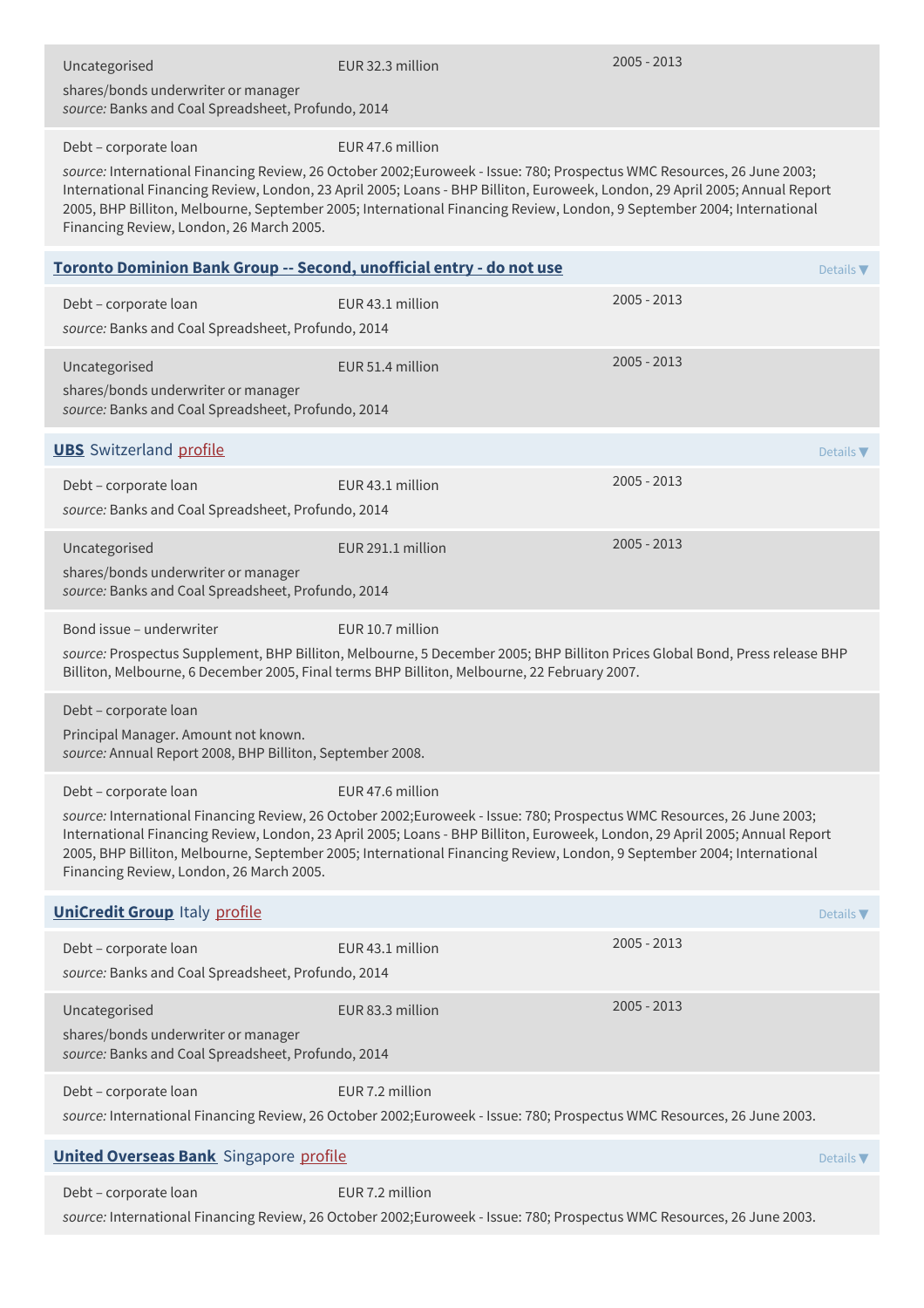Uncategorised | EUR 32.3 million | 2005 - 2013

shares/bonds underwriter or manager
*source:* Banks and Coal Spreadsheet, Profundo, 2014

Debt – corporate loan | EUR 47.6 million

*source:* International Financing Review, 26 October 2002;Euroweek - Issue: 780; Prospectus WMC Resources, 26 June 2003; International Financing Review, London, 23 April 2005; Loans - BHP Billiton, Euroweek, London, 29 April 2005; Annual Report 2005, BHP Billiton, Melbourne, September 2005; International Financing Review, London, 9 September 2004; International Financing Review, London, 26 March 2005.

## Toronto Dominion Bank Group -- Second, unofficial entry - do not use

Details ▼

Debt – corporate loan | EUR 43.1 million | 2005 - 2013

*source:* Banks and Coal Spreadsheet, Profundo, 2014

Uncategorised | EUR 51.4 million | 2005 - 2013

shares/bonds underwriter or manager
*source:* Banks and Coal Spreadsheet, Profundo, 2014

## UBS Switzerland profile

Details ▼

Debt – corporate loan | EUR 43.1 million | 2005 - 2013

*source:* Banks and Coal Spreadsheet, Profundo, 2014

Uncategorised | EUR 291.1 million | 2005 - 2013

shares/bonds underwriter or manager
*source:* Banks and Coal Spreadsheet, Profundo, 2014

Bond issue – underwriter | EUR 10.7 million

*source:* Prospectus Supplement, BHP Billiton, Melbourne, 5 December 2005; BHP Billiton Prices Global Bond, Press release BHP Billiton, Melbourne, 6 December 2005, Final terms BHP Billiton, Melbourne, 22 February 2007.

Debt – corporate loan

Principal Manager. Amount not known.
*source:* Annual Report 2008, BHP Billiton, September 2008.

Debt – corporate loan | EUR 47.6 million

*source:* International Financing Review, 26 October 2002;Euroweek - Issue: 780; Prospectus WMC Resources, 26 June 2003; International Financing Review, London, 23 April 2005; Loans - BHP Billiton, Euroweek, London, 29 April 2005; Annual Report 2005, BHP Billiton, Melbourne, September 2005; International Financing Review, London, 9 September 2004; International Financing Review, London, 26 March 2005.

## UniCredit Group Italy profile

Details ▼

Debt – corporate loan | EUR 43.1 million | 2005 - 2013

*source:* Banks and Coal Spreadsheet, Profundo, 2014

Uncategorised | EUR 83.3 million | 2005 - 2013

shares/bonds underwriter or manager
*source:* Banks and Coal Spreadsheet, Profundo, 2014

Debt – corporate loan | EUR 7.2 million

*source:* International Financing Review, 26 October 2002;Euroweek - Issue: 780; Prospectus WMC Resources, 26 June 2003.

## United Overseas Bank Singapore profile

Details ▼

Debt – corporate loan | EUR 7.2 million

*source:* International Financing Review, 26 October 2002;Euroweek - Issue: 780; Prospectus WMC Resources, 26 June 2003.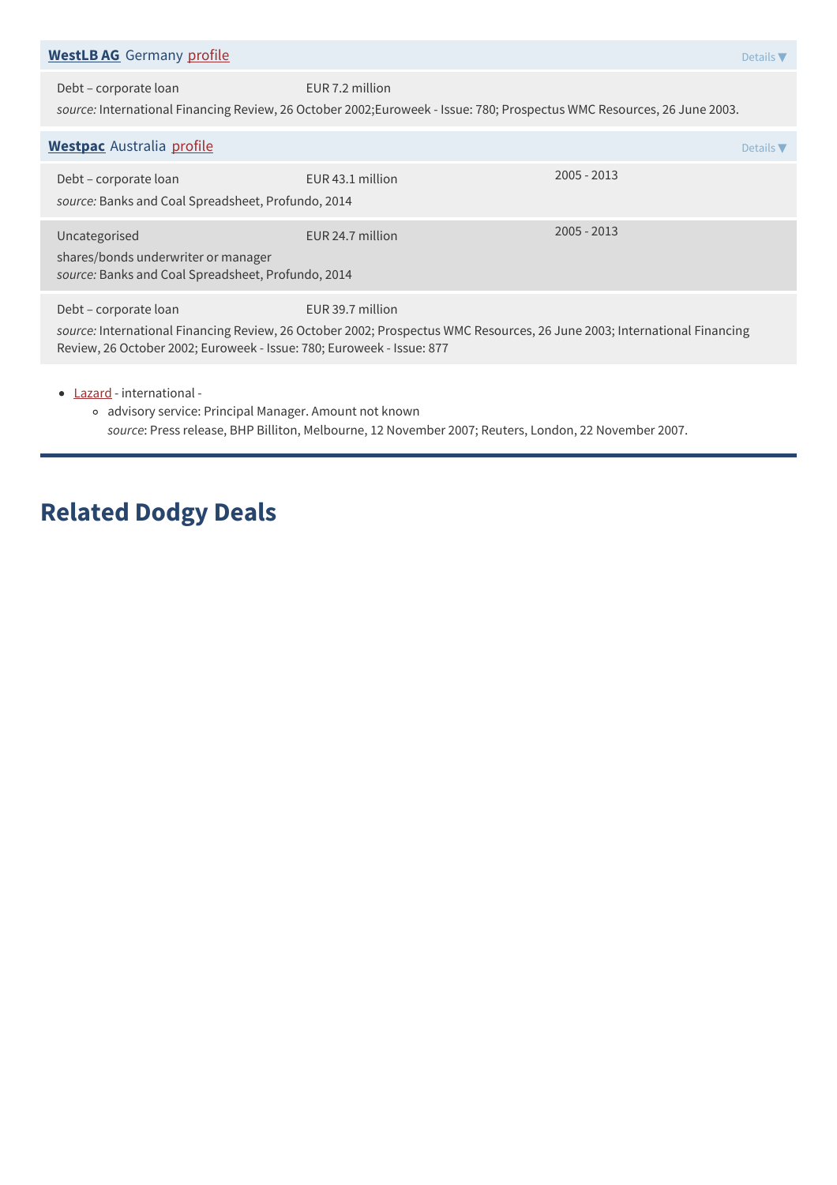**WestLB AG** Germany profile

Details ▼

| | | |
|---|---|---|
| Debt – corporate loan | EUR 7.2 million | |

*source:* International Financing Review, 26 October 2002;Euroweek - Issue: 780; Prospectus WMC Resources, 26 June 2003.

**Westpac** Australia profile

Details ▼

| | | |
|---|---|---|
| Debt – corporate loan | EUR 43.1 million | 2005 - 2013 |

*source:* Banks and Coal Spreadsheet, Profundo, 2014

| | | |
|---|---|---|
| Uncategorised | EUR 24.7 million | 2005 - 2013 |

shares/bonds underwriter or manager
*source:* Banks and Coal Spreadsheet, Profundo, 2014

| | | |
|---|---|---|
| Debt – corporate loan | EUR 39.7 million | |

*source:* International Financing Review, 26 October 2002; Prospectus WMC Resources, 26 June 2003; International Financing Review, 26 October 2002; Euroweek - Issue: 780; Euroweek - Issue: 877

- Lazard - international -
  - advisory service: Principal Manager. Amount not known
    *source*: Press release, BHP Billiton, Melbourne, 12 November 2007; Reuters, London, 22 November 2007.

## Related Dodgy Deals